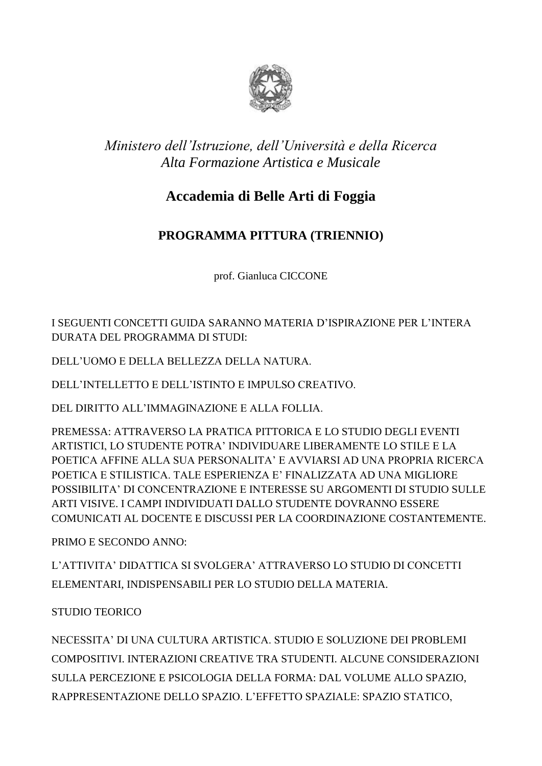*Ministero dell'Istruzione, dell'Università e della Ricerca*
*Alta Formazione Artistica e Musicale*

# Accademia di Belle Arti di Foggia

## PROGRAMMA PITTURA (TRIENNIO)

prof. Gianluca CICCONE

I SEGUENTI CONCETTI GUIDA SARANNO MATERIA D'ISPIRAZIONE PER L'INTERA DURATA DEL PROGRAMMA DI STUDI:

DELL'UOMO E DELLA BELLEZZA DELLA NATURA.

DELL'INTELLETTO E DELL'ISTINTO E IMPULSO CREATIVO.

DEL DIRITTO ALL'IMMAGINAZIONE E ALLA FOLLIA.

PREMESSA: ATTRAVERSO LA PRATICA PITTORICA E LO STUDIO DEGLI EVENTI ARTISTICI, LO STUDENTE POTRA' INDIVIDUARE LIBERAMENTE LO STILE E LA POETICA AFFINE ALLA SUA PERSONALITA' E AVVIARSI AD UNA PROPRIA RICERCA POETICA E STILISTICA. TALE ESPERIENZA E' FINALIZZATA AD UNA MIGLIORE POSSIBILITA' DI CONCENTRAZIONE E INTERESSE SU ARGOMENTI DI STUDIO SULLE ARTI VISIVE. I CAMPI INDIVIDUATI DALLO STUDENTE DOVRANNO ESSERE COMUNICATI AL DOCENTE E DISCUSSI PER LA COORDINAZIONE COSTANTEMENTE.

PRIMO E SECONDO ANNO:

L'ATTIVITA' DIDATTICA SI SVOLGERA' ATTRAVERSO LO STUDIO DI CONCETTI ELEMENTARI, INDISPENSABILI PER LO STUDIO DELLA MATERIA.

STUDIO TEORICO

NECESSITA' DI UNA CULTURA ARTISTICA. STUDIO E SOLUZIONE DEI PROBLEMI COMPOSITIVI. INTERAZIONI CREATIVE TRA STUDENTI. ALCUNE CONSIDERAZIONI SULLA PERCEZIONE E PSICOLOGIA DELLA FORMA: DAL VOLUME ALLO SPAZIO, RAPPRESENTAZIONE DELLO SPAZIO. L'EFFETTO SPAZIALE: SPAZIO STATICO,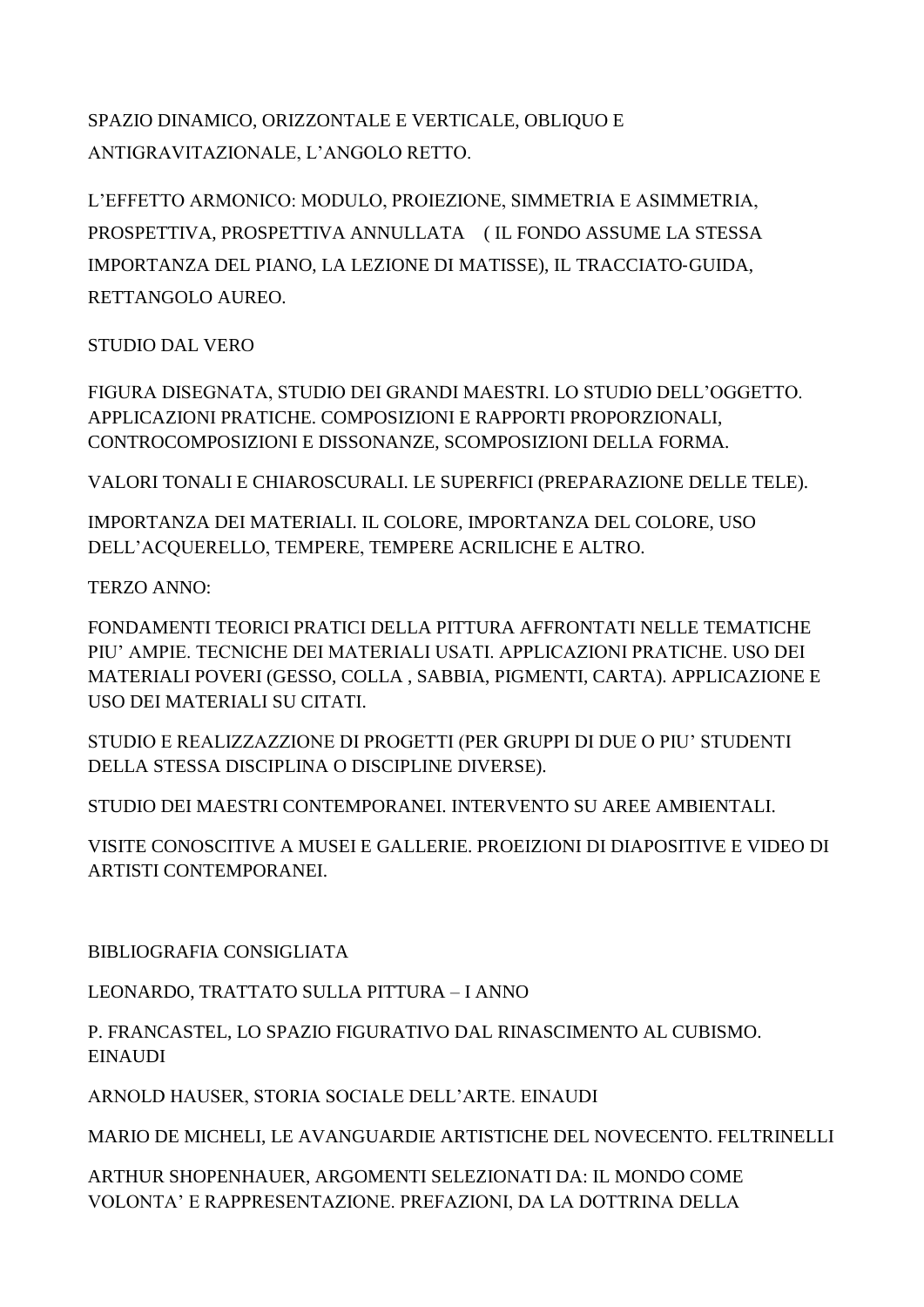SPAZIO DINAMICO, ORIZZONTALE E VERTICALE, OBLIQUO E ANTIGRAVITAZIONALE, L'ANGOLO RETTO.

L'EFFETTO ARMONICO: MODULO, PROIEZIONE, SIMMETRIA E ASIMMETRIA, PROSPETTIVA, PROSPETTIVA ANNULLATA ( IL FONDO ASSUME LA STESSA IMPORTANZA DEL PIANO, LA LEZIONE DI MATISSE), IL TRACCIATO-GUIDA, RETTANGOLO AUREO.

STUDIO DAL VERO

FIGURA DISEGNATA, STUDIO DEI GRANDI MAESTRI. LO STUDIO DELL'OGGETTO. APPLICAZIONI PRATICHE. COMPOSIZIONI E RAPPORTI PROPORZIONALI, CONTROCOMPOSIZIONI E DISSONANZE, SCOMPOSIZIONI DELLA FORMA.

VALORI TONALI E CHIAROSCURALI. LE SUPERFICI (PREPARAZIONE DELLE TELE).

IMPORTANZA DEI MATERIALI. IL COLORE, IMPORTANZA DEL COLORE, USO DELL'ACQUERELLO, TEMPERE, TEMPERE ACRILICHE E ALTRO.

TERZO ANNO:

FONDAMENTI TEORICI PRATICI DELLA PITTURA AFFRONTATI NELLE TEMATICHE PIU' AMPIE. TECNICHE DEI MATERIALI USATI. APPLICAZIONI PRATICHE. USO DEI MATERIALI POVERI (GESSO, COLLA , SABBIA, PIGMENTI, CARTA). APPLICAZIONE E USO DEI MATERIALI SU CITATI.

STUDIO E REALIZZAZZIONE DI PROGETTI (PER GRUPPI DI DUE O PIU' STUDENTI DELLA STESSA DISCIPLINA O DISCIPLINE DIVERSE).

STUDIO DEI MAESTRI CONTEMPORANEI. INTERVENTO SU AREE AMBIENTALI.

VISITE CONOSCITIVE A MUSEI E GALLERIE. PROEIZIONI DI DIAPOSITIVE E VIDEO DI ARTISTI CONTEMPORANEI.

BIBLIOGRAFIA CONSIGLIATA

LEONARDO, TRATTATO SULLA PITTURA – I ANNO

P. FRANCASTEL, LO SPAZIO FIGURATIVO DAL RINASCIMENTO AL CUBISMO. EINAUDI

ARNOLD HAUSER, STORIA SOCIALE DELL'ARTE. EINAUDI

MARIO DE MICHELI, LE AVANGUARDIE ARTISTICHE DEL NOVECENTO. FELTRINELLI

ARTHUR SHOPENHAUER, ARGOMENTI SELEZIONATI DA: IL MONDO COME VOLONTA' E RAPPRESENTAZIONE. PREFAZIONI, DA LA DOTTRINA DELLA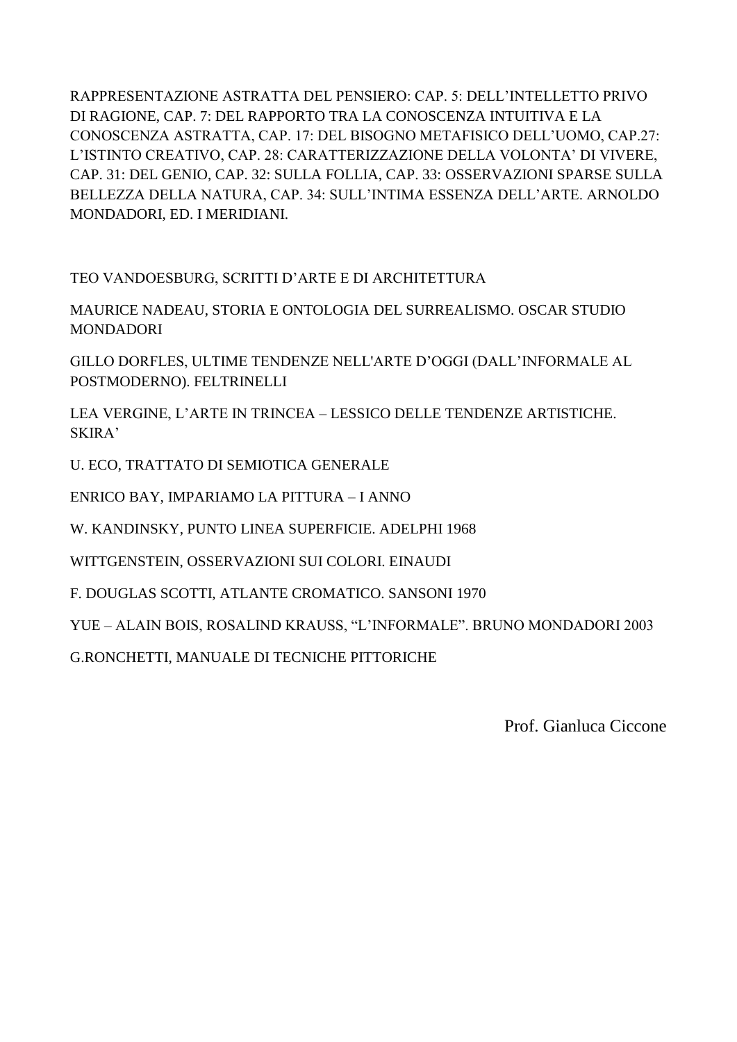RAPPRESENTAZIONE ASTRATTA DEL PENSIERO: CAP. 5: DELL'INTELLETTO PRIVO DI RAGIONE, CAP. 7: DEL RAPPORTO TRA LA CONOSCENZA INTUITIVA E LA CONOSCENZA ASTRATTA, CAP. 17: DEL BISOGNO METAFISICO DELL'UOMO, CAP.27: L'ISTINTO CREATIVO, CAP. 28: CARATTERIZZAZIONE DELLA VOLONTA' DI VIVERE, CAP. 31: DEL GENIO, CAP. 32: SULLA FOLLIA, CAP. 33: OSSERVAZIONI SPARSE SULLA BELLEZZA DELLA NATURA, CAP. 34: SULL'INTIMA ESSENZA DELL'ARTE. ARNOLDO MONDADORI, ED. I MERIDIANI.

TEO VANDOESBURG, SCRITTI D'ARTE E DI ARCHITETTURA

MAURICE NADEAU, STORIA E ONTOLOGIA DEL SURREALISMO. OSCAR STUDIO MONDADORI

GILLO DORFLES, ULTIME TENDENZE NELL'ARTE D'OGGI (DALL'INFORMALE AL POSTMODERNO). FELTRINELLI

LEA VERGINE, L'ARTE IN TRINCEA – LESSICO DELLE TENDENZE ARTISTICHE. SKIRA'

U. ECO, TRATTATO DI SEMIOTICA GENERALE

ENRICO BAY, IMPARIAMO LA PITTURA – I ANNO

W. KANDINSKY, PUNTO LINEA SUPERFICIE. ADELPHI 1968

WITTGENSTEIN, OSSERVAZIONI SUI COLORI. EINAUDI

F. DOUGLAS SCOTTI, ATLANTE CROMATICO. SANSONI 1970

YUE – ALAIN BOIS, ROSALIND KRAUSS, "L'INFORMALE". BRUNO MONDADORI 2003

G.RONCHETTI, MANUALE DI TECNICHE PITTORICHE

Prof. Gianluca Ciccone